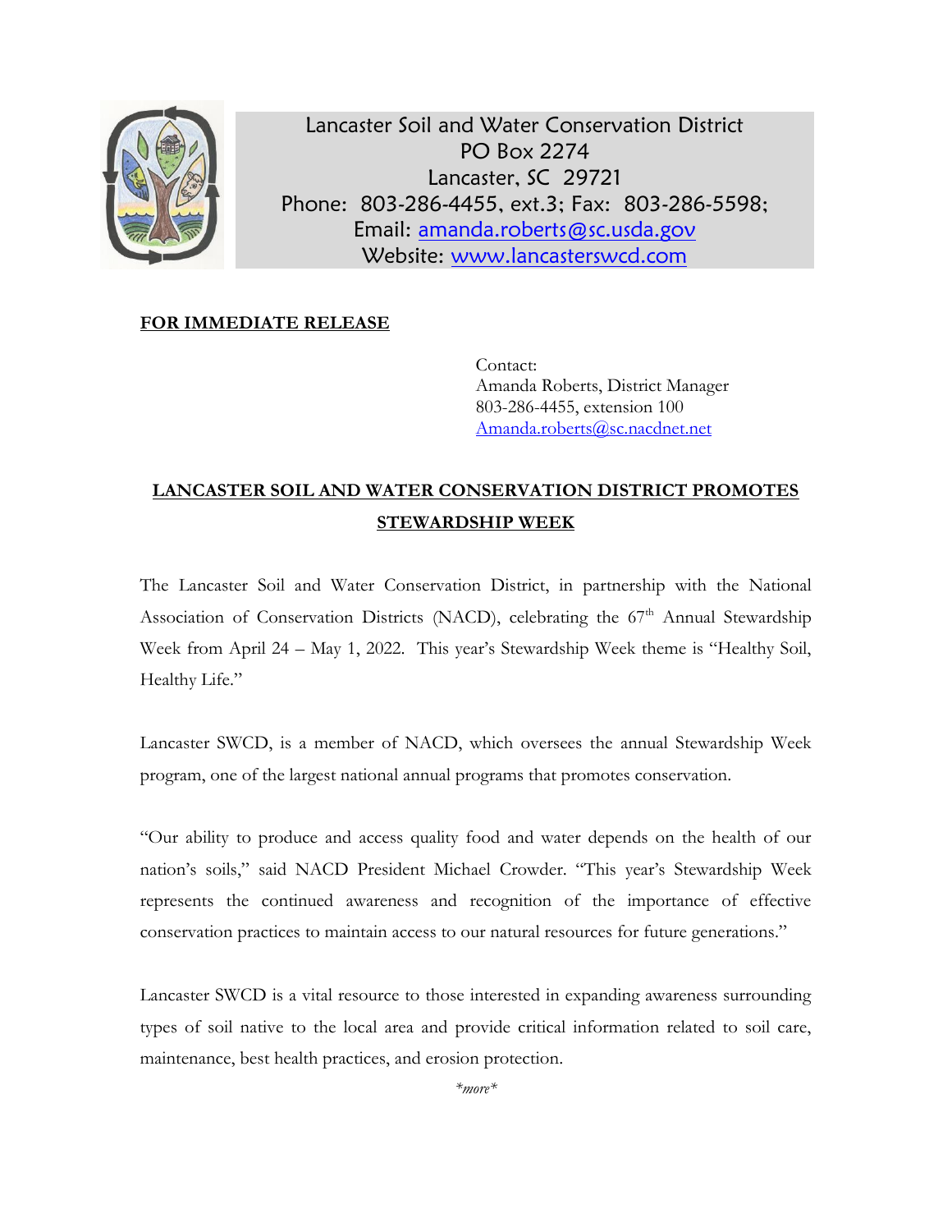Lancaster Soil and Water Conservation District
PO Box 2274
Lancaster, SC 29721
Phone: 803-286-4455, ext.3; Fax: 803-286-5598;
Email: amanda.roberts@sc.usda.gov
Website: www.lancasterswcd.com

**FOR IMMEDIATE RELEASE**

Contact:
Amanda Roberts, District Manager
803-286-4455, extension 100
Amanda.roberts@sc.nacdnet.net

## LANCASTER SOIL AND WATER CONSERVATION DISTRICT PROMOTES STEWARDSHIP WEEK

The Lancaster Soil and Water Conservation District, in partnership with the National Association of Conservation Districts (NACD), celebrating the 67th Annual Stewardship Week from April 24 – May 1, 2022. This year's Stewardship Week theme is "Healthy Soil, Healthy Life."

Lancaster SWCD, is a member of NACD, which oversees the annual Stewardship Week program, one of the largest national annual programs that promotes conservation.

"Our ability to produce and access quality food and water depends on the health of our nation's soils," said NACD President Michael Crowder. "This year's Stewardship Week represents the continued awareness and recognition of the importance of effective conservation practices to maintain access to our natural resources for future generations."

Lancaster SWCD is a vital resource to those interested in expanding awareness surrounding types of soil native to the local area and provide critical information related to soil care, maintenance, best health practices, and erosion protection.

*\*more\**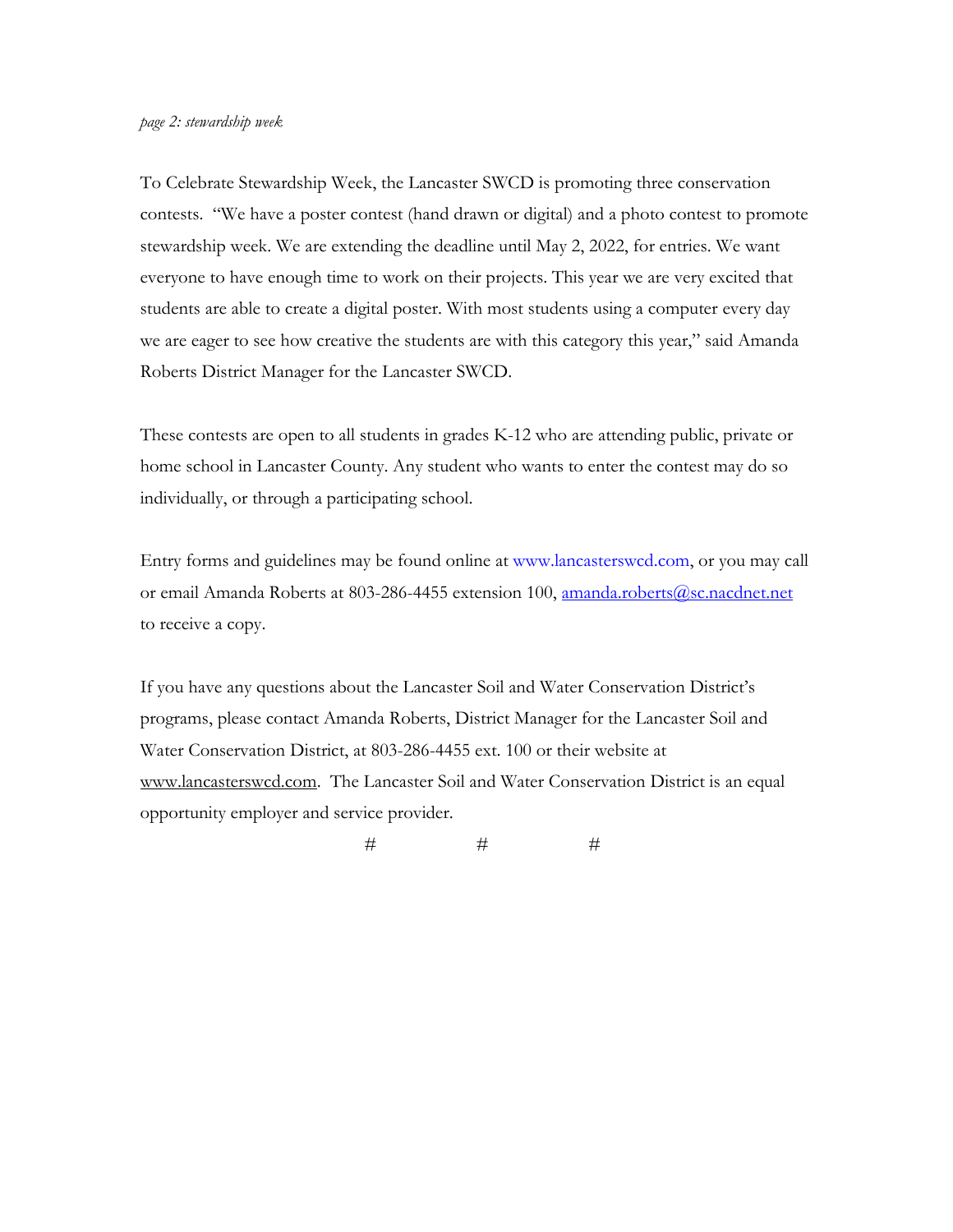To Celebrate Stewardship Week, the Lancaster SWCD is promoting three conservation contests. "We have a poster contest (hand drawn or digital) and a photo contest to promote stewardship week. We are extending the deadline until May 2, 2022, for entries. We want everyone to have enough time to work on their projects. This year we are very excited that students are able to create a digital poster. With most students using a computer every day we are eager to see how creative the students are with this category this year," said Amanda Roberts District Manager for the Lancaster SWCD.

These contests are open to all students in grades K-12 who are attending public, private or home school in Lancaster County. Any student who wants to enter the contest may do so individually, or through a participating school.

Entry forms and guidelines may be found online at www.lancasterswcd.com, or you may call or email Amanda Roberts at 803-286-4455 extension 100, amanda.roberts@sc.nacdnet.net to receive a copy.

If you have any questions about the Lancaster Soil and Water Conservation District's programs, please contact Amanda Roberts, District Manager for the Lancaster Soil and Water Conservation District, at 803-286-4455 ext. 100 or their website at www.lancasterswcd.com. The Lancaster Soil and Water Conservation District is an equal opportunity employer and service provider.

#          #          #